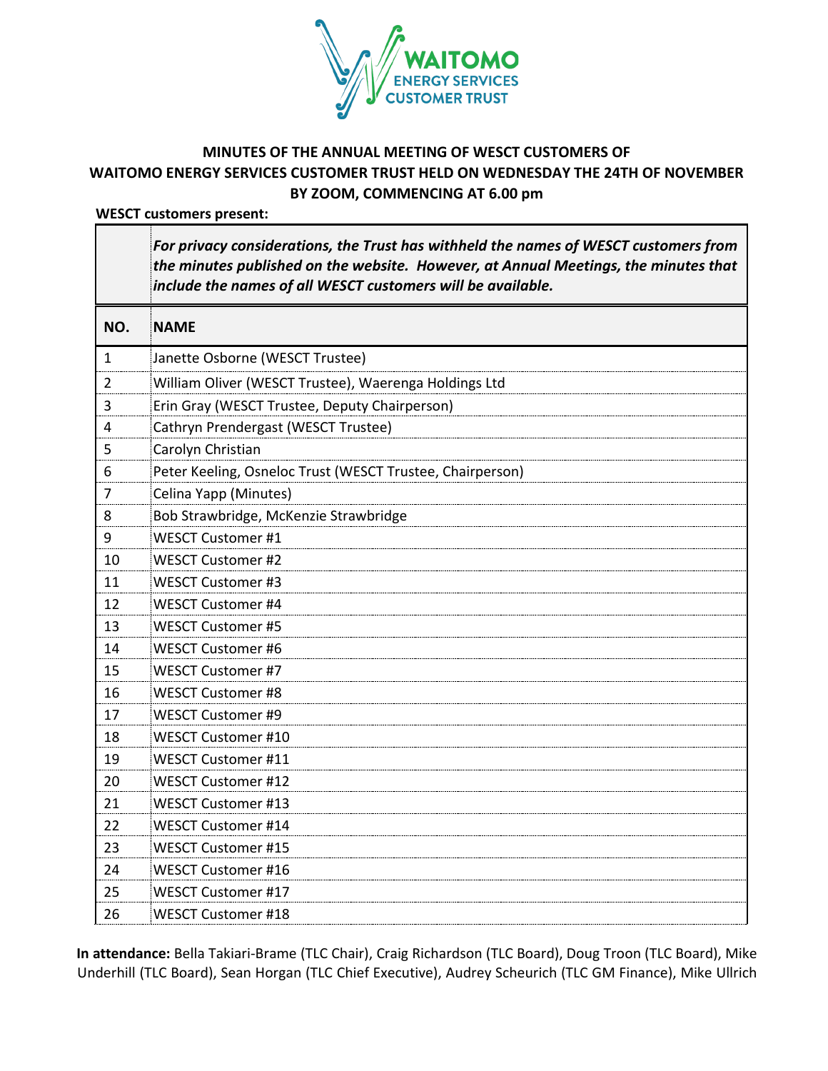**WAITOMO ENERGY SERVICES CUSTOMER TRUST**

# MINUTES OF THE ANNUAL MEETING OF WESCT CUSTOMERS OF WAITOMO ENERGY SERVICES CUSTOMER TRUST HELD ON WEDNESDAY THE 24TH OF NOVEMBER BY ZOOM, COMMENCING AT 6.00 pm

**WESCT customers present:**

| | ***For privacy considerations, the Trust has withheld the names of WESCT customers from the minutes published on the website. However, at Annual Meetings, the minutes that include the names of all WESCT customers will be available.*** |
|---|---|
| **NO.** | **NAME** |
| 1 | Janette Osborne (WESCT Trustee) |
| 2 | William Oliver (WESCT Trustee), Waerenga Holdings Ltd |
| 3 | Erin Gray (WESCT Trustee, Deputy Chairperson) |
| 4 | Cathryn Prendergast (WESCT Trustee) |
| 5 | Carolyn Christian |
| 6 | Peter Keeling, Osneloc Trust (WESCT Trustee, Chairperson) |
| 7 | Celina Yapp (Minutes) |
| 8 | Bob Strawbridge, McKenzie Strawbridge |
| 9 | WESCT Customer #1 |
| 10 | WESCT Customer #2 |
| 11 | WESCT Customer #3 |
| 12 | WESCT Customer #4 |
| 13 | WESCT Customer #5 |
| 14 | WESCT Customer #6 |
| 15 | WESCT Customer #7 |
| 16 | WESCT Customer #8 |
| 17 | WESCT Customer #9 |
| 18 | WESCT Customer #10 |
| 19 | WESCT Customer #11 |
| 20 | WESCT Customer #12 |
| 21 | WESCT Customer #13 |
| 22 | WESCT Customer #14 |
| 23 | WESCT Customer #15 |
| 24 | WESCT Customer #16 |
| 25 | WESCT Customer #17 |
| 26 | WESCT Customer #18 |

**In attendance:** Bella Takiari-Brame (TLC Chair), Craig Richardson (TLC Board), Doug Troon (TLC Board), Mike Underhill (TLC Board), Sean Horgan (TLC Chief Executive), Audrey Scheurich (TLC GM Finance), Mike Ullrich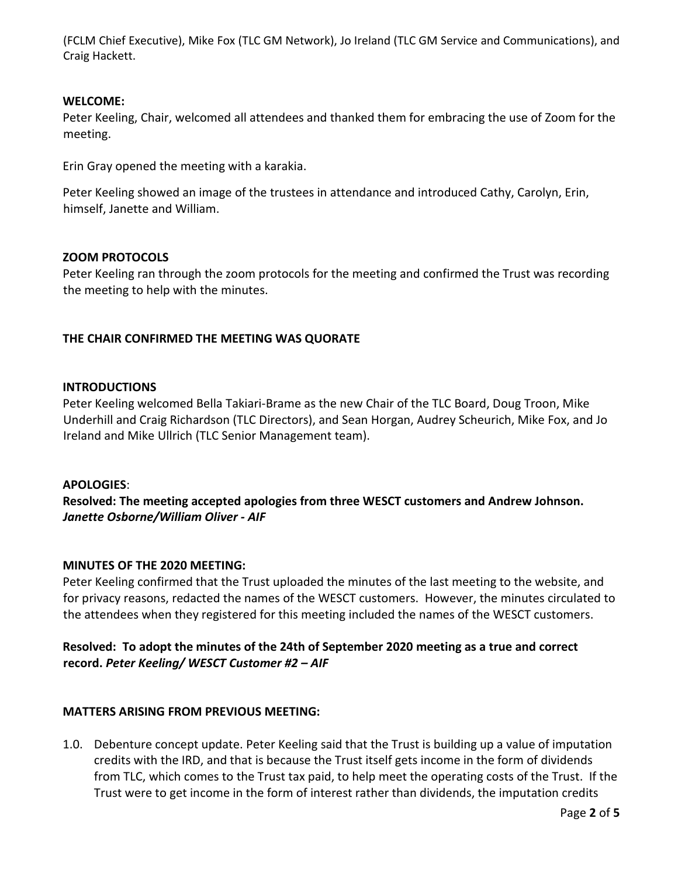(FCLM Chief Executive), Mike Fox (TLC GM Network), Jo Ireland (TLC GM Service and Communications), and Craig Hackett.

**WELCOME:**

Peter Keeling, Chair, welcomed all attendees and thanked them for embracing the use of Zoom for the meeting.

Erin Gray opened the meeting with a karakia.

Peter Keeling showed an image of the trustees in attendance and introduced Cathy, Carolyn, Erin, himself, Janette and William.

**ZOOM PROTOCOLS**

Peter Keeling ran through the zoom protocols for the meeting and confirmed the Trust was recording the meeting to help with the minutes.

**THE CHAIR CONFIRMED THE MEETING WAS QUORATE**

**INTRODUCTIONS**

Peter Keeling welcomed Bella Takiari-Brame as the new Chair of the TLC Board, Doug Troon, Mike Underhill and Craig Richardson (TLC Directors), and Sean Horgan, Audrey Scheurich, Mike Fox, and Jo Ireland and Mike Ullrich (TLC Senior Management team).

**APOLOGIES**:

**Resolved: The meeting accepted apologies from three WESCT customers and Andrew Johnson.** ***Janette Osborne/William Oliver - AIF***

**MINUTES OF THE 2020 MEETING:**

Peter Keeling confirmed that the Trust uploaded the minutes of the last meeting to the website, and for privacy reasons, redacted the names of the WESCT customers. However, the minutes circulated to the attendees when they registered for this meeting included the names of the WESCT customers.

**Resolved: To adopt the minutes of the 24th of September 2020 meeting as a true and correct record.** ***Peter Keeling/ WESCT Customer #2 – AIF***

**MATTERS ARISING FROM PREVIOUS MEETING:**

1.0. Debenture concept update. Peter Keeling said that the Trust is building up a value of imputation credits with the IRD, and that is because the Trust itself gets income in the form of dividends from TLC, which comes to the Trust tax paid, to help meet the operating costs of the Trust. If the Trust were to get income in the form of interest rather than dividends, the imputation credits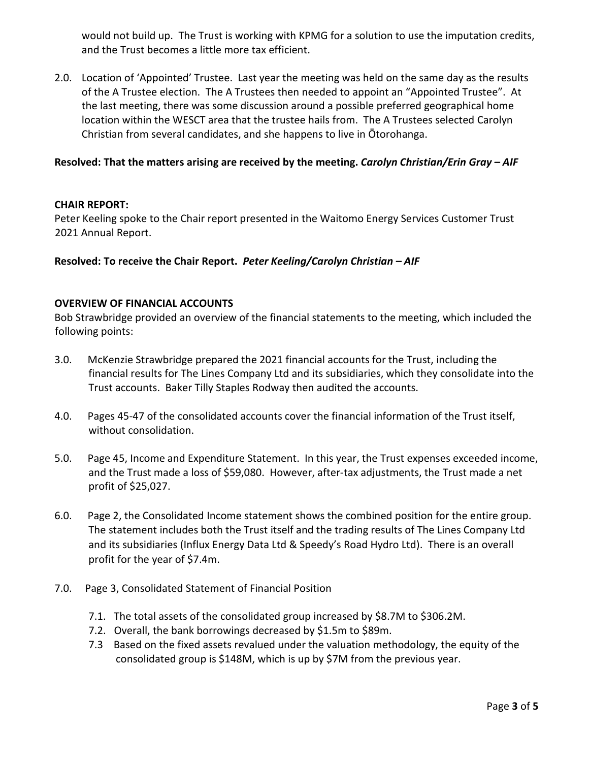would not build up. The Trust is working with KPMG for a solution to use the imputation credits, and the Trust becomes a little more tax efficient.

2.0. Location of 'Appointed' Trustee. Last year the meeting was held on the same day as the results of the A Trustee election. The A Trustees then needed to appoint an "Appointed Trustee". At the last meeting, there was some discussion around a possible preferred geographical home location within the WESCT area that the trustee hails from. The A Trustees selected Carolyn Christian from several candidates, and she happens to live in Ōtorohanga.

**Resolved: That the matters arising are received by the meeting. *Carolyn Christian/Erin Gray – AIF***

**CHAIR REPORT:**

Peter Keeling spoke to the Chair report presented in the Waitomo Energy Services Customer Trust 2021 Annual Report.

**Resolved: To receive the Chair Report. *Peter Keeling/Carolyn Christian – AIF***

**OVERVIEW OF FINANCIAL ACCOUNTS**

Bob Strawbridge provided an overview of the financial statements to the meeting, which included the following points:

3.0. McKenzie Strawbridge prepared the 2021 financial accounts for the Trust, including the financial results for The Lines Company Ltd and its subsidiaries, which they consolidate into the Trust accounts. Baker Tilly Staples Rodway then audited the accounts.

4.0. Pages 45-47 of the consolidated accounts cover the financial information of the Trust itself, without consolidation.

5.0. Page 45, Income and Expenditure Statement. In this year, the Trust expenses exceeded income, and the Trust made a loss of $59,080. However, after-tax adjustments, the Trust made a net profit of $25,027.

6.0. Page 2, the Consolidated Income statement shows the combined position for the entire group. The statement includes both the Trust itself and the trading results of The Lines Company Ltd and its subsidiaries (Influx Energy Data Ltd & Speedy's Road Hydro Ltd). There is an overall profit for the year of $7.4m.

7.0. Page 3, Consolidated Statement of Financial Position

7.1. The total assets of the consolidated group increased by $8.7M to $306.2M.
7.2. Overall, the bank borrowings decreased by $1.5m to $89m.
7.3 Based on the fixed assets revalued under the valuation methodology, the equity of the consolidated group is $148M, which is up by $7M from the previous year.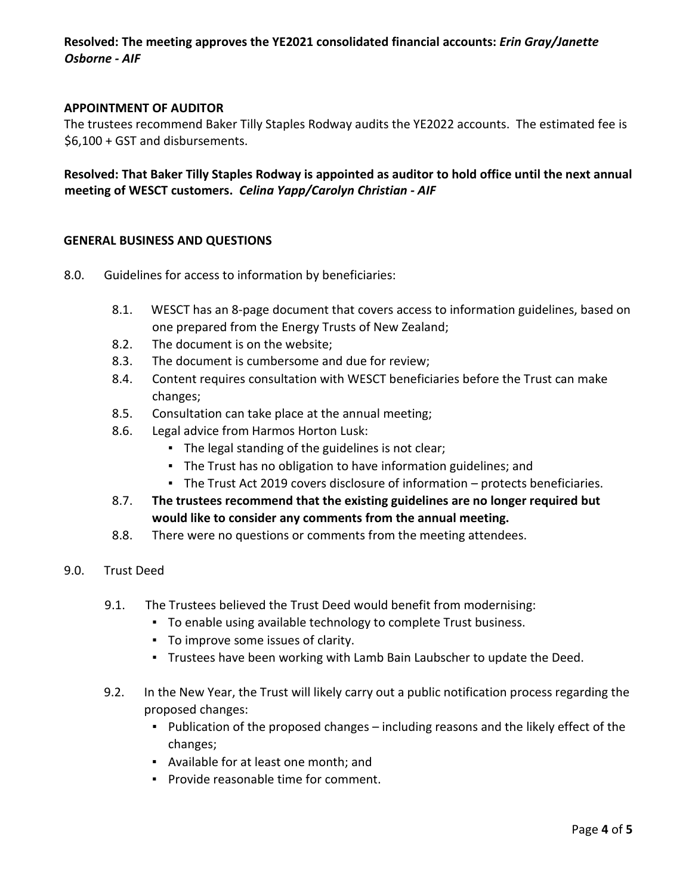**Resolved: The meeting approves the YE2021 consolidated financial accounts: *Erin Gray/Janette Osborne - AIF***

## APPOINTMENT OF AUDITOR

The trustees recommend Baker Tilly Staples Rodway audits the YE2022 accounts. The estimated fee is $6,100 + GST and disbursements.

**Resolved: That Baker Tilly Staples Rodway is appointed as auditor to hold office until the next annual meeting of WESCT customers. *Celina Yapp/Carolyn Christian - AIF***

## GENERAL BUSINESS AND QUESTIONS

8.0. Guidelines for access to information by beneficiaries:

- 8.1. WESCT has an 8-page document that covers access to information guidelines, based on one prepared from the Energy Trusts of New Zealand;
- 8.2. The document is on the website;
- 8.3. The document is cumbersome and due for review;
- 8.4. Content requires consultation with WESCT beneficiaries before the Trust can make changes;
- 8.5. Consultation can take place at the annual meeting;
- 8.6. Legal advice from Harmos Horton Lusk:
  - The legal standing of the guidelines is not clear;
  - The Trust has no obligation to have information guidelines; and
  - The Trust Act 2019 covers disclosure of information – protects beneficiaries.
- 8.7. **The trustees recommend that the existing guidelines are no longer required but would like to consider any comments from the annual meeting.**
- 8.8. There were no questions or comments from the meeting attendees.

9.0. Trust Deed

- 9.1. The Trustees believed the Trust Deed would benefit from modernising:
  - To enable using available technology to complete Trust business.
  - To improve some issues of clarity.
  - Trustees have been working with Lamb Bain Laubscher to update the Deed.
- 9.2. In the New Year, the Trust will likely carry out a public notification process regarding the proposed changes:
  - Publication of the proposed changes – including reasons and the likely effect of the changes;
  - Available for at least one month; and
  - Provide reasonable time for comment.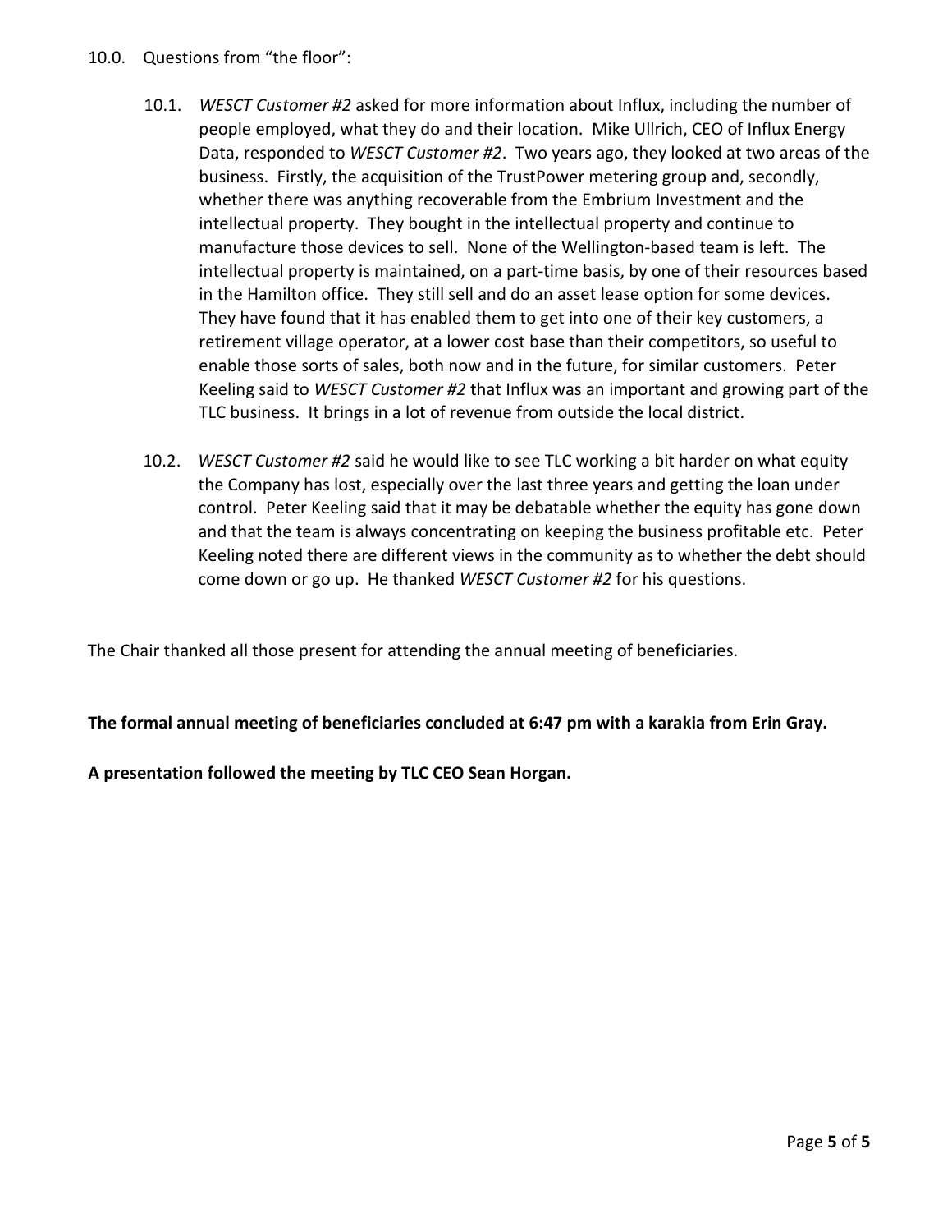10.0. Questions from "the floor":

10.1. *WESCT Customer #2* asked for more information about Influx, including the number of people employed, what they do and their location. Mike Ullrich, CEO of Influx Energy Data, responded to *WESCT Customer #2*. Two years ago, they looked at two areas of the business. Firstly, the acquisition of the TrustPower metering group and, secondly, whether there was anything recoverable from the Embrium Investment and the intellectual property. They bought in the intellectual property and continue to manufacture those devices to sell. None of the Wellington-based team is left. The intellectual property is maintained, on a part-time basis, by one of their resources based in the Hamilton office. They still sell and do an asset lease option for some devices. They have found that it has enabled them to get into one of their key customers, a retirement village operator, at a lower cost base than their competitors, so useful to enable those sorts of sales, both now and in the future, for similar customers. Peter Keeling said to *WESCT Customer #2* that Influx was an important and growing part of the TLC business. It brings in a lot of revenue from outside the local district.

10.2. *WESCT Customer #2* said he would like to see TLC working a bit harder on what equity the Company has lost, especially over the last three years and getting the loan under control. Peter Keeling said that it may be debatable whether the equity has gone down and that the team is always concentrating on keeping the business profitable etc. Peter Keeling noted there are different views in the community as to whether the debt should come down or go up. He thanked *WESCT Customer #2* for his questions.

The Chair thanked all those present for attending the annual meeting of beneficiaries.

**The formal annual meeting of beneficiaries concluded at 6:47 pm with a karakia from Erin Gray.**

**A presentation followed the meeting by TLC CEO Sean Horgan.**